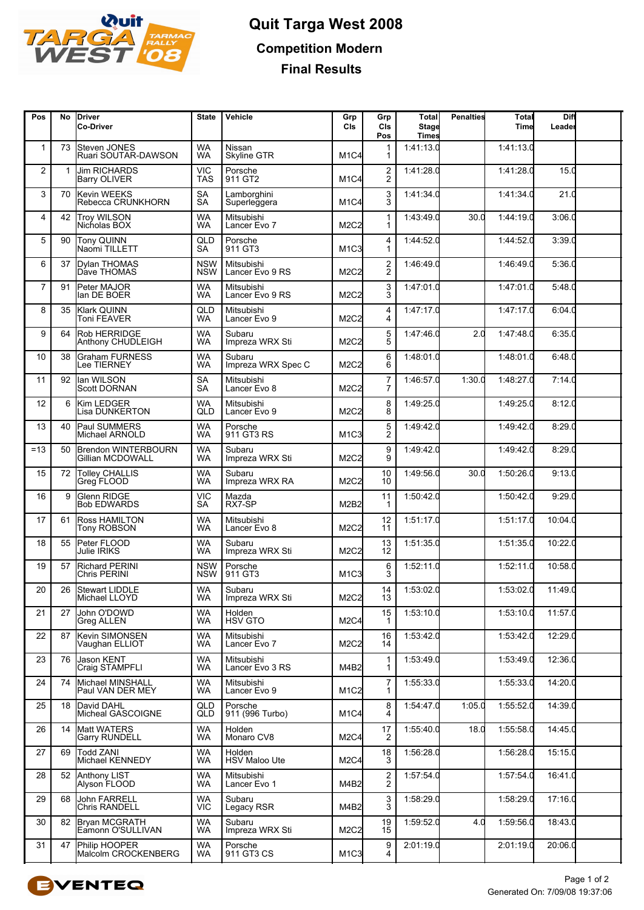# Quit Targa West 2008

## Competition Modern

## Final Results

| Pos | No | Driver<br>Co-Driver | State | Vehicle | Grp Cls | Grp Cls Pos | Total Stage Times | Penalties | Total Time | Diff Leader |
|---|---|---|---|---|---|---|---|---|---|---|
| 1 | 73 | Steven JONES<br>Ruari SOUTAR-DAWSON | WA<br>WA | Nissan<br>Skyline GTR | M1C4 | 1<br>1 | 1:41:13.0 | | 1:41:13.0 | |
| 2 | 1 | Jim RICHARDS<br>Barry OLIVER | VIC<br>TAS | Porsche<br>911 GT2 | M1C4 | 2<br>2 | 1:41:28.0 | | 1:41:28.0 | 15.0 |
| 3 | 70 | Kevin WEEKS<br>Rebecca CRUNKHORN | SA<br>SA | Lamborghini<br>Superleggera | M1C4 | 3<br>3 | 1:41:34.0 | | 1:41:34.0 | 21.0 |
| 4 | 42 | Troy WILSON<br>Nicholas BOX | WA<br>WA | Mitsubishi<br>Lancer Evo 7 | M2C2 | 1<br>1 | 1:43:49.0 | 30.0 | 1:44:19.0 | 3:06.0 |
| 5 | 90 | Tony QUINN<br>Naomi TILLETT | QLD<br>SA | Porsche<br>911 GT3 | M1C3 | 4<br>1 | 1:44:52.0 | | 1:44:52.0 | 3:39.0 |
| 6 | 37 | Dylan THOMAS<br>Dave THOMAS | NSW<br>NSW | Mitsubishi<br>Lancer Evo 9 RS | M2C2 | 2<br>2 | 1:46:49.0 | | 1:46:49.0 | 5:36.0 |
| 7 | 91 | Peter MAJOR<br>Ian DE BOER | WA<br>WA | Mitsubishi<br>Lancer Evo 9 RS | M2C2 | 3<br>3 | 1:47:01.0 | | 1:47:01.0 | 5:48.0 |
| 8 | 35 | Klark QUINN<br>Toni FEAVER | QLD<br>WA | Mitsubishi<br>Lancer Evo 9 | M2C2 | 4<br>4 | 1:47:17.0 | | 1:47:17.0 | 6:04.0 |
| 9 | 64 | Rob HERRIDGE<br>Anthony CHUDLEIGH | WA<br>WA | Subaru<br>Impreza WRX Sti | M2C2 | 5<br>5 | 1:47:46.0 | 2.0 | 1:47:48.0 | 6:35.0 |
| 10 | 38 | Graham FURNESS<br>Lee TIERNEY | WA<br>WA | Subaru<br>Impreza WRX Spec C | M2C2 | 6<br>6 | 1:48:01.0 | | 1:48:01.0 | 6:48.0 |
| 11 | 92 | Ian WILSON<br>Scott DORNAN | SA<br>SA | Mitsubishi<br>Lancer Evo 8 | M2C2 | 7<br>7 | 1:46:57.0 | 1:30.0 | 1:48:27.0 | 7:14.0 |
| 12 | 6 | Kim LEDGER<br>Lisa DUNKERTON | WA<br>QLD | Mitsubishi<br>Lancer Evo 9 | M2C2 | 8<br>8 | 1:49:25.0 | | 1:49:25.0 | 8:12.0 |
| 13 | 40 | Paul SUMMERS<br>Michael ARNOLD | WA<br>WA | Porsche<br>911 GT3 RS | M1C3 | 5<br>2 | 1:49:42.0 | | 1:49:42.0 | 8:29.0 |
| =13 | 50 | Brendon WINTERBOURN<br>Gillian MCDOWALL | WA<br>WA | Subaru<br>Impreza WRX Sti | M2C2 | 9<br>9 | 1:49:42.0 | | 1:49:42.0 | 8:29.0 |
| 15 | 72 | Tolley CHALLIS<br>Greg FLOOD | WA<br>WA | Subaru<br>Impreza WRX RA | M2C2 | 10<br>10 | 1:49:56.0 | 30.0 | 1:50:26.0 | 9:13.0 |
| 16 | 9 | Glenn RIDGE<br>Bob EDWARDS | VIC<br>SA | Mazda<br>RX7-SP | M2B2 | 11<br>1 | 1:50:42.0 | | 1:50:42.0 | 9:29.0 |
| 17 | 61 | Ross HAMILTON<br>Tony ROBSON | WA<br>WA | Mitsubishi<br>Lancer Evo 8 | M2C2 | 12<br>11 | 1:51:17.0 | | 1:51:17.0 | 10:04.0 |
| 18 | 55 | Peter FLOOD<br>Julie IRIKS | WA<br>WA | Subaru<br>Impreza WRX Sti | M2C2 | 13<br>12 | 1:51:35.0 | | 1:51:35.0 | 10:22.0 |
| 19 | 57 | Richard PERINI<br>Chris PERINI | NSW<br>NSW | Porsche<br>911 GT3 | M1C3 | 6<br>3 | 1:52:11.0 | | 1:52:11.0 | 10:58.0 |
| 20 | 26 | Stewart LIDDLE<br>Michael LLOYD | WA<br>WA | Subaru<br>Impreza WRX Sti | M2C2 | 14<br>13 | 1:53:02.0 | | 1:53:02.0 | 11:49.0 |
| 21 | 27 | John O'DOWD<br>Greg ALLEN | WA<br>WA | Holden<br>HSV GTO | M2C4 | 15<br>1 | 1:53:10.0 | | 1:53:10.0 | 11:57.0 |
| 22 | 87 | Kevin SIMONSEN<br>Vaughan ELLIOT | WA<br>WA | Mitsubishi<br>Lancer Evo 7 | M2C2 | 16<br>14 | 1:53:42.0 | | 1:53:42.0 | 12:29.0 |
| 23 | 76 | Jason KENT<br>Craig STAMPFLI | WA<br>WA | Mitsubishi<br>Lancer Evo 3 RS | M4B2 | 1<br>1 | 1:53:49.0 | | 1:53:49.0 | 12:36.0 |
| 24 | 74 | Michael MINSHALL<br>Paul VAN DER MEY | WA<br>WA | Mitsubishi<br>Lancer Evo 9 | M1C2 | 7<br>1 | 1:55:33.0 | | 1:55:33.0 | 14:20.0 |
| 25 | 18 | David DAHL<br>Micheal GASCOIGNE | QLD<br>QLD | Porsche<br>911 (996 Turbo) | M1C4 | 8<br>4 | 1:54:47.0 | 1:05.0 | 1:55:52.0 | 14:39.0 |
| 26 | 14 | Matt WATERS<br>Garry RUNDELL | WA<br>WA | Holden<br>Monaro CV8 | M2C4 | 17<br>2 | 1:55:40.0 | 18.0 | 1:55:58.0 | 14:45.0 |
| 27 | 69 | Todd ZANI<br>Michael KENNEDY | WA<br>WA | Holden<br>HSV Maloo Ute | M2C4 | 18<br>3 | 1:56:28.0 | | 1:56:28.0 | 15:15.0 |
| 28 | 52 | Anthony LIST<br>Alyson FLOOD | WA<br>WA | Mitsubishi<br>Lancer Evo 1 | M4B2 | 2<br>2 | 1:57:54.0 | | 1:57:54.0 | 16:41.0 |
| 29 | 68 | John FARRELL<br>Chris RANDELL | WA<br>VIC | Subaru<br>Legacy RSR | M4B2 | 3<br>3 | 1:58:29.0 | | 1:58:29.0 | 17:16.0 |
| 30 | 82 | Bryan MCGRATH<br>Eamonn O'SULLIVAN | WA<br>WA | Subaru<br>Impreza WRX Sti | M2C2 | 19<br>15 | 1:59:52.0 | 4.0 | 1:59:56.0 | 18:43.0 |
| 31 | 47 | Philip HOOPER<br>Malcolm CROCKENBERG | WA<br>WA | Porsche<br>911 GT3 CS | M1C3 | 9<br>4 | 2:01:19.0 | | 2:01:19.0 | 20:06.0 |

Generated On: 7/09/08 19:37:06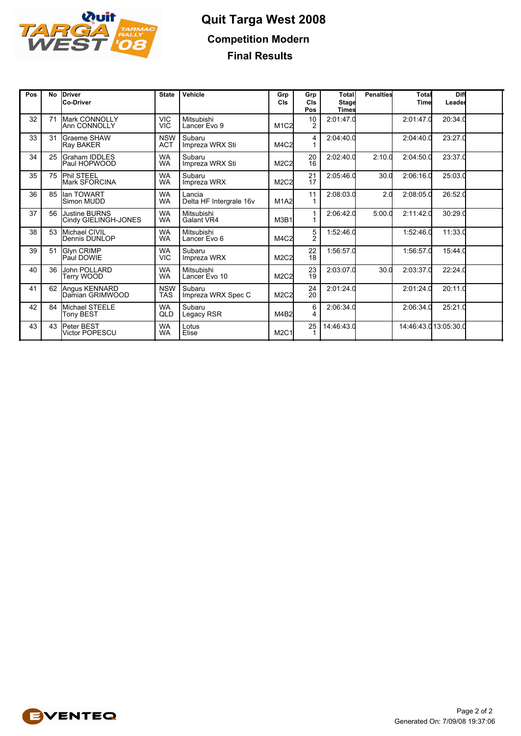# Quit Targa West 2008

## Competition Modern

## Final Results

| Pos | No | Driver<br>Co-Driver | State | Vehicle | Grp Cls | Grp Cls Pos | Total Stage Times | Penalties | Total Time | Diff Leader |
|---|---|---|---|---|---|---|---|---|---|---|
| 32 | 71 | Mark CONNOLLY<br>Ann CONNOLLY | VIC<br>VIC | Mitsubishi<br>Lancer Evo 9 | M1C2 | 10<br>2 | 2:01:47.0 | | 2:01:47.0 | 20:34.0 |
| 33 | 31 | Graeme SHAW<br>Ray BAKER | NSW<br>ACT | Subaru<br>Impreza WRX Sti | M4C2 | 4<br>1 | 2:04:40.0 | | 2:04:40.0 | 23:27.0 |
| 34 | 25 | Graham IDDLES<br>Paul HOPWOOD | WA<br>WA | Subaru<br>Impreza WRX Sti | M2C2 | 20<br>16 | 2:02:40.0 | 2:10.0 | 2:04:50.0 | 23:37.0 |
| 35 | 75 | Phil STEEL<br>Mark SFORCINA | WA<br>WA | Subaru<br>Impreza WRX | M2C2 | 21<br>17 | 2:05:46.0 | 30.0 | 2:06:16.0 | 25:03.0 |
| 36 | 85 | Ian TOWART<br>Simon MUDD | WA<br>WA | Lancia<br>Delta HF Intergrale 16v | M1A2 | 11<br>1 | 2:08:03.0 | 2.0 | 2:08:05.0 | 26:52.0 |
| 37 | 56 | Justine BURNS<br>Cindy GIELINGH-JONES | WA<br>WA | Mitsubishi<br>Galant VR4 | M3B1 | 1<br>1 | 2:06:42.0 | 5:00.0 | 2:11:42.0 | 30:29.0 |
| 38 | 53 | Michael CIVIL<br>Dennis DUNLOP | WA<br>WA | Mitsubishi<br>Lancer Evo 6 | M4C2 | 5<br>2 | 1:52:46.0 | | 1:52:46.0 | 11:33.0 |
| 39 | 51 | Glyn CRIMP<br>Paul DOWIE | WA<br>VIC | Subaru<br>Impreza WRX | M2C2 | 22<br>18 | 1:56:57.0 | | 1:56:57.0 | 15:44.0 |
| 40 | 36 | John POLLARD<br>Terry WOOD | WA<br>WA | Mitsubishi<br>Lancer Evo 10 | M2C2 | 23<br>19 | 2:03:07.0 | 30.0 | 2:03:37.0 | 22:24.0 |
| 41 | 62 | Angus KENNARD<br>Damian GRIMWOOD | NSW<br>TAS | Subaru<br>Impreza WRX Spec C | M2C2 | 24<br>20 | 2:01:24.0 | | 2:01:24.0 | 20:11.0 |
| 42 | 84 | Michael STEELE<br>Tony BEST | WA<br>QLD | Subaru<br>Legacy RSR | M4B2 | 6<br>4 | 2:06:34.0 | | 2:06:34.0 | 25:21.0 |
| 43 | 43 | Peter BEST<br>Victor POPESCU | WA<br>WA | Lotus<br>Elise | M2C1 | 25<br>1 | 14:46:43.0 | | 14:46:43.0 | 13:05:30.0 |

Generated On: 7/09/08 19:37:06